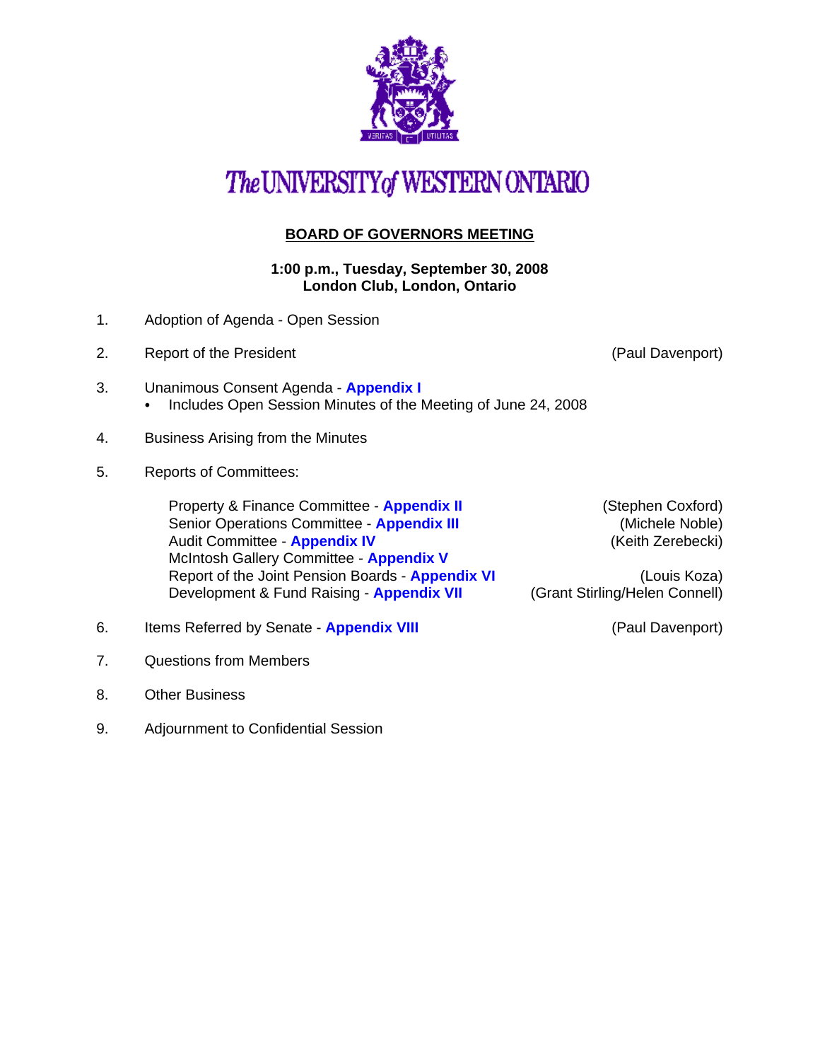# The UNIVERSITY of WESTERN ONTARIO

## BOARD OF GOVERNORS MEETING

**1:00 p.m., Tuesday, September 30, 2008**
**London Club, London, Ontario**

1. Adoption of Agenda - Open Session
2. Report of the President (Paul Davenport)
3. Unanimous Consent Agenda - **Appendix I**
   - Includes Open Session Minutes of the Meeting of June 24, 2008
4. Business Arising from the Minutes
5. Reports of Committees:

   Property & Finance Committee - **Appendix II** (Stephen Coxford)
   Senior Operations Committee - **Appendix III** (Michele Noble)
   Audit Committee - **Appendix IV** (Keith Zerebecki)
   McIntosh Gallery Committee - **Appendix V**
   Report of the Joint Pension Boards - **Appendix VI** (Louis Koza)
   Development & Fund Raising - **Appendix VII** (Grant Stirling/Helen Connell)

6. Items Referred by Senate - **Appendix VIII** (Paul Davenport)
7. Questions from Members
8. Other Business
9. Adjournment to Confidential Session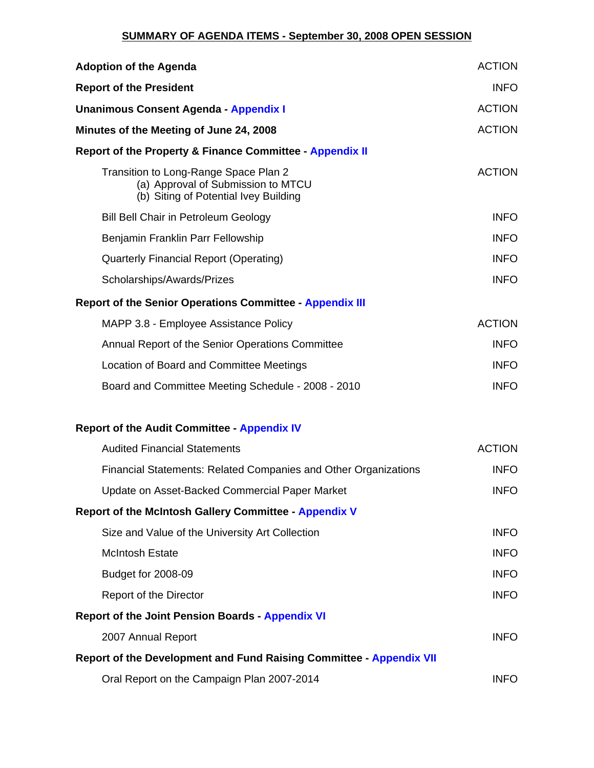# SUMMARY OF AGENDA ITEMS - September 30, 2008 OPEN SESSION

| | |
|---|---|
| **Adoption of the Agenda** | ACTION |
| **Report of the President** | INFO |
| **Unanimous Consent Agenda - Appendix I** | ACTION |
| **Minutes of the Meeting of June 24, 2008** | ACTION |
| **Report of the Property & Finance Committee - Appendix II** | |
| Transition to Long-Range Space Plan 2<br>(a) Approval of Submission to MTCU<br>(b) Siting of Potential Ivey Building | ACTION |
| Bill Bell Chair in Petroleum Geology | INFO |
| Benjamin Franklin Parr Fellowship | INFO |
| Quarterly Financial Report (Operating) | INFO |
| Scholarships/Awards/Prizes | INFO |
| **Report of the Senior Operations Committee - Appendix III** | |
| MAPP 3.8 - Employee Assistance Policy | ACTION |
| Annual Report of the Senior Operations Committee | INFO |
| Location of Board and Committee Meetings | INFO |
| Board and Committee Meeting Schedule - 2008 - 2010 | INFO |
| **Report of the Audit Committee - Appendix IV** | |
| Audited Financial Statements | ACTION |
| Financial Statements: Related Companies and Other Organizations | INFO |
| Update on Asset-Backed Commercial Paper Market | INFO |
| **Report of the McIntosh Gallery Committee - Appendix V** | |
| Size and Value of the University Art Collection | INFO |
| McIntosh Estate | INFO |
| Budget for 2008-09 | INFO |
| Report of the Director | INFO |
| **Report of the Joint Pension Boards - Appendix VI** | |
| 2007 Annual Report | INFO |
| **Report of the Development and Fund Raising Committee - Appendix VII** | |
| Oral Report on the Campaign Plan 2007-2014 | INFO |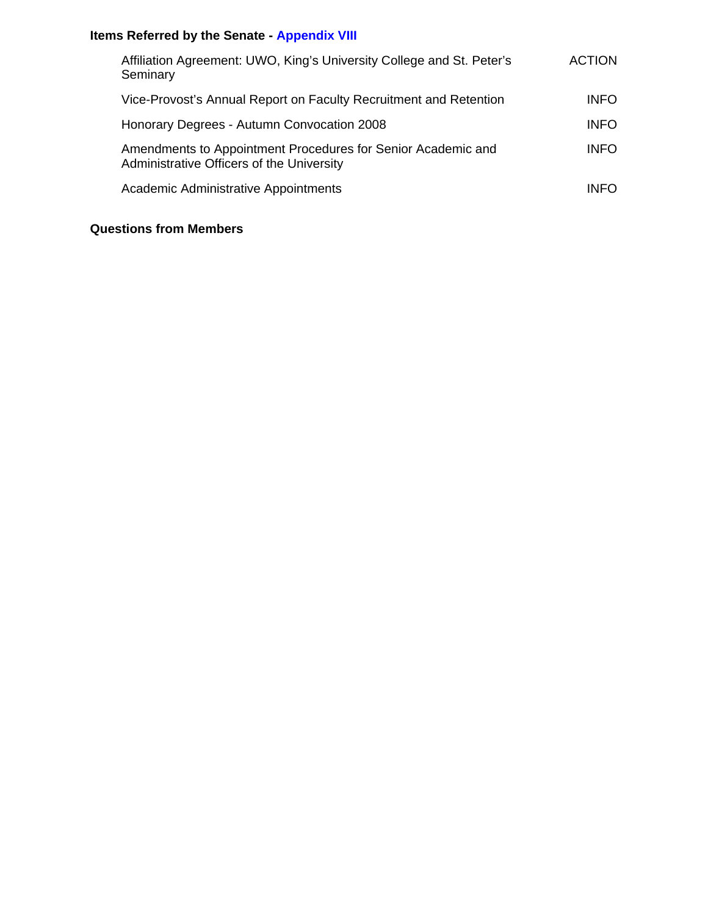**Items Referred by the Senate - Appendix VIII**

| | |
|---|---|
| Affiliation Agreement: UWO, King's University College and St. Peter's Seminary | ACTION |
| Vice-Provost's Annual Report on Faculty Recruitment and Retention | INFO |
| Honorary Degrees - Autumn Convocation 2008 | INFO |
| Amendments to Appointment Procedures for Senior Academic and Administrative Officers of the University | INFO |
| Academic Administrative Appointments | INFO |

**Questions from Members**